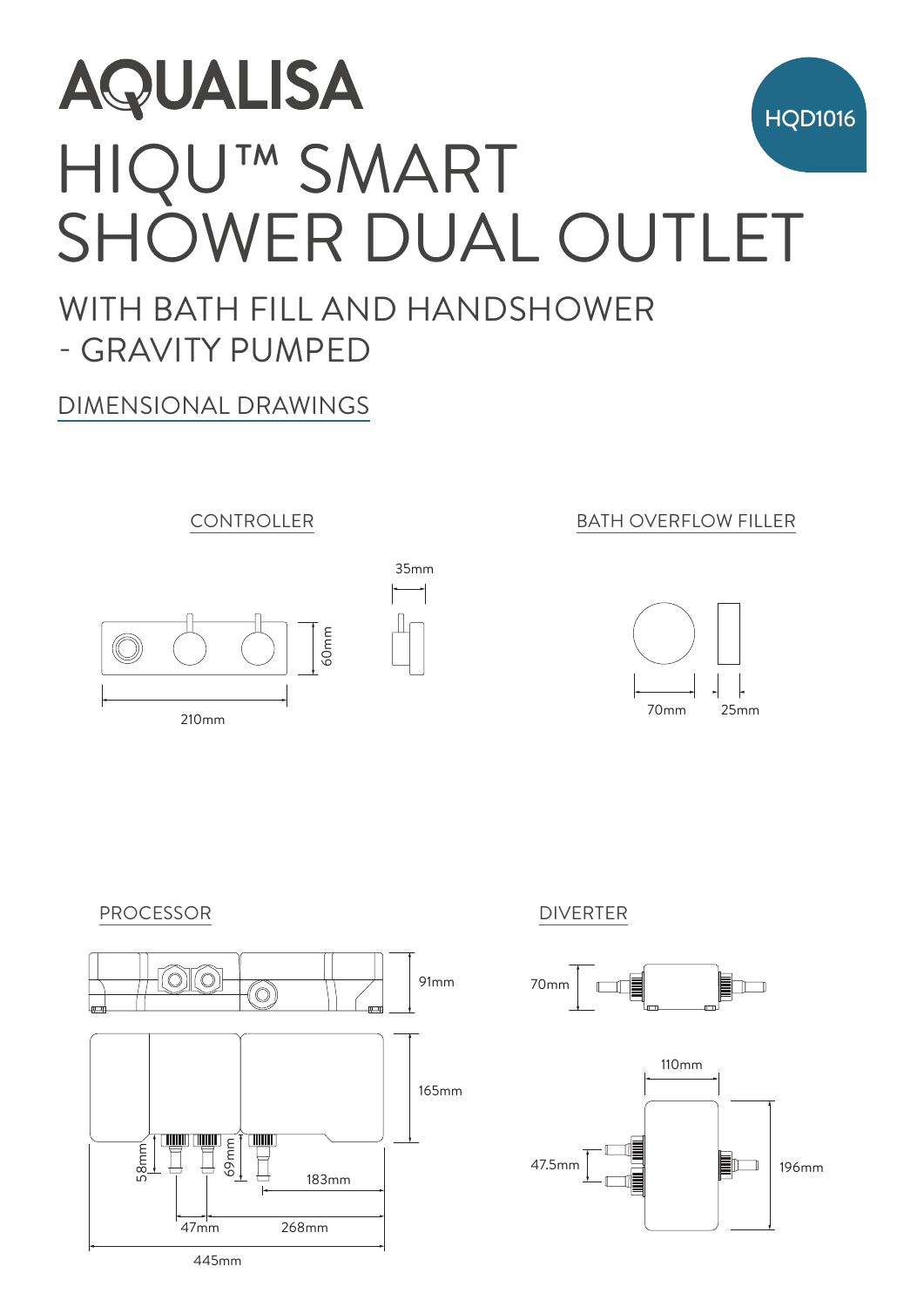# AQUALISA

HQD1016

# HIQU™ SMART SHOWER DUAL OUTLET

## WITH BATH FILL AND HANDSHOWER - GRAVITY PUMPED

### DIMENSIONAL DRAWINGS

CONTROLLER

35mm

60mm

210mm

BATH OVERFLOW FILLER

70mm

25mm

PROCESSOR

91mm

165mm

58mm

69mm

183mm

47mm

268mm

445mm

DIVERTER

70mm

110mm

47.5mm

196mm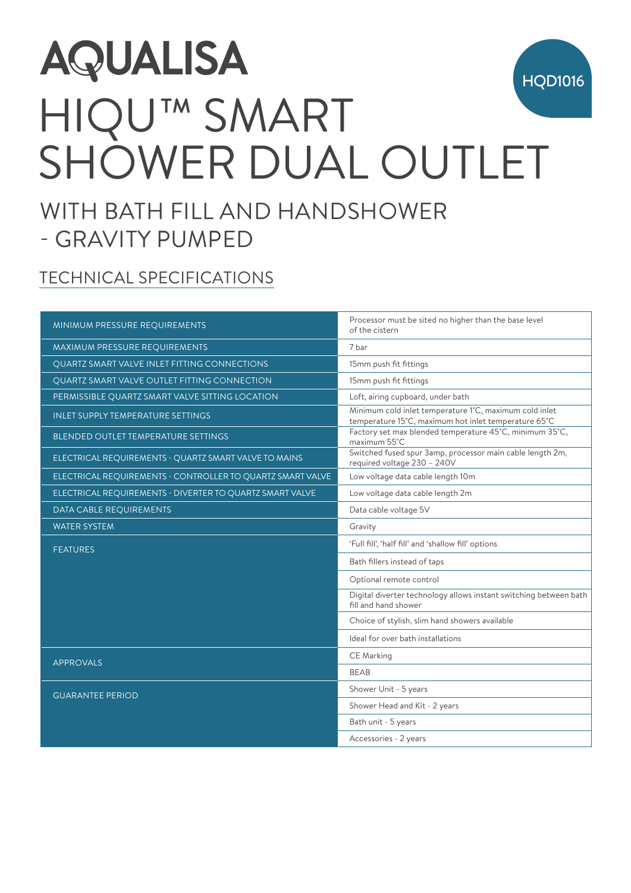# AQUALISA

HQD1016

# HIQU™ SMART SHOWER DUAL OUTLET

## WITH BATH FILL AND HANDSHOWER - GRAVITY PUMPED

### TECHNICAL SPECIFICATIONS

| | |
|---|---|
| MINIMUM PRESSURE REQUIREMENTS | Processor must be sited no higher than the base level of the cistern |
| MAXIMUM PRESSURE REQUIREMENTS | 7 bar |
| QUARTZ SMART VALVE INLET FITTING CONNECTIONS | 15mm push fit fittings |
| QUARTZ SMART VALVE OUTLET FITTING CONNECTION | 15mm push fit fittings |
| PERMISSIBLE QUARTZ SMART VALVE SITTING LOCATION | Loft, airing cupboard, under bath |
| INLET SUPPLY TEMPERATURE SETTINGS | Minimum cold inlet temperature 1°C, maximum cold inlet temperature 15°C, maximum hot inlet temperature 65°C |
| BLENDED OUTLET TEMPERATURE SETTINGS | Factory set max blended temperature 45°C, minimum 35°C, maximum 55°C |
| ELECTRICAL REQUIREMENTS - QUARTZ SMART VALVE TO MAINS | Switched fused spur 3amp, processor main cable length 2m, required voltage 230 – 240V |
| ELECTRICAL REQUIREMENTS - CONTROLLER TO QUARTZ SMART VALVE | Low voltage data cable length 10m |
| ELECTRICAL REQUIREMENTS - DIVERTER TO QUARTZ SMART VALVE | Low voltage data cable length 2m |
| DATA CABLE REQUIREMENTS | Data cable voltage 5V |
| WATER SYSTEM | Gravity |
| FEATURES | 'Full fill', 'half fill' and 'shallow fill' options |
| | Bath fillers instead of taps |
| | Optional remote control |
| | Digital diverter technology allows instant switching between bath fill and hand shower |
| | Choice of stylish, slim hand showers available |
| | Ideal for over bath installations |
| APPROVALS | CE Marking |
| | BEAB |
| GUARANTEE PERIOD | Shower Unit - 5 years |
| | Shower Head and Kit - 2 years |
| | Bath unit - 5 years |
| | Accessories - 2 years |